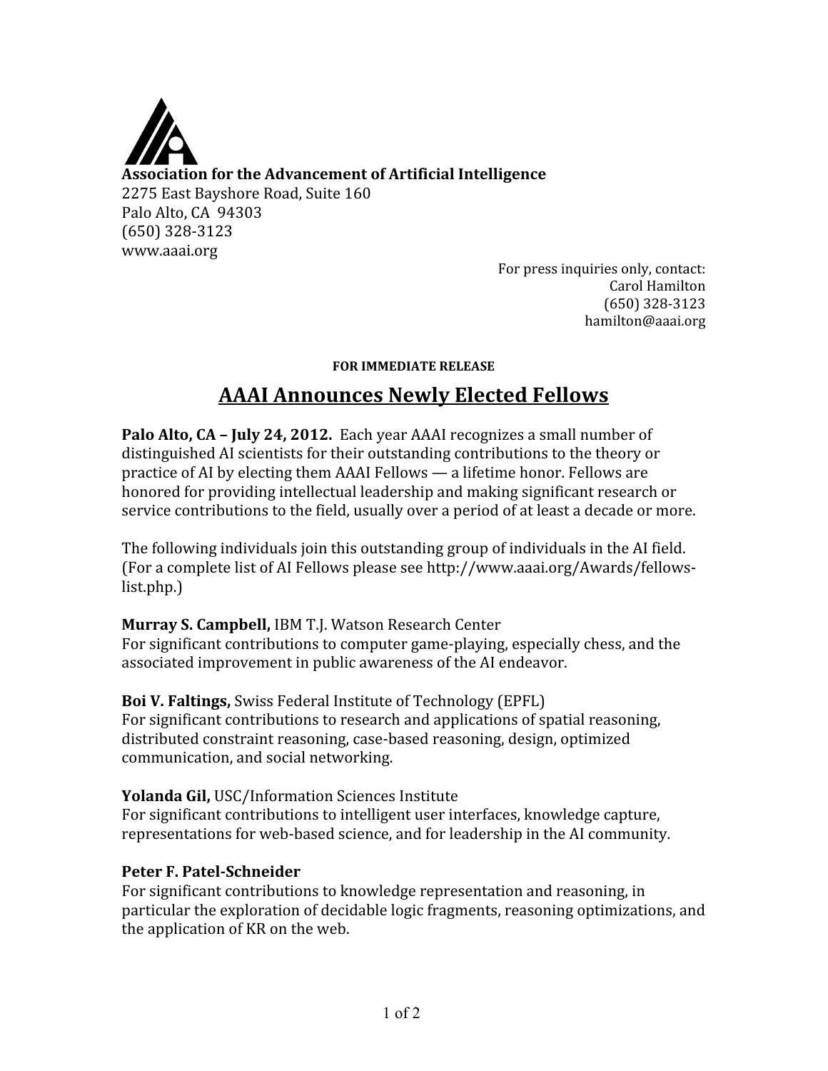**Association for the Advancement of Artificial Intelligence**
2275 East Bayshore Road, Suite 160
Palo Alto, CA 94303
(650) 328-3123
www.aaai.org

For press inquiries only, contact:
Carol Hamilton
(650) 328-3123
hamilton@aaai.org

**FOR IMMEDIATE RELEASE**

# AAAI Announces Newly Elected Fellows

**Palo Alto, CA – July 24, 2012.** Each year AAAI recognizes a small number of distinguished AI scientists for their outstanding contributions to the theory or practice of AI by electing them AAAI Fellows — a lifetime honor. Fellows are honored for providing intellectual leadership and making significant research or service contributions to the field, usually over a period of at least a decade or more.

The following individuals join this outstanding group of individuals in the AI field. (For a complete list of AI Fellows please see http://www.aaai.org/Awards/fellows-list.php.)

**Murray S. Campbell,** IBM T.J. Watson Research Center
For significant contributions to computer game-playing, especially chess, and the associated improvement in public awareness of the AI endeavor.

**Boi V. Faltings,** Swiss Federal Institute of Technology (EPFL)
For significant contributions to research and applications of spatial reasoning, distributed constraint reasoning, case-based reasoning, design, optimized communication, and social networking.

**Yolanda Gil,** USC/Information Sciences Institute
For significant contributions to intelligent user interfaces, knowledge capture, representations for web-based science, and for leadership in the AI community.

**Peter F. Patel-Schneider**
For significant contributions to knowledge representation and reasoning, in particular the exploration of decidable logic fragments, reasoning optimizations, and the application of KR on the web.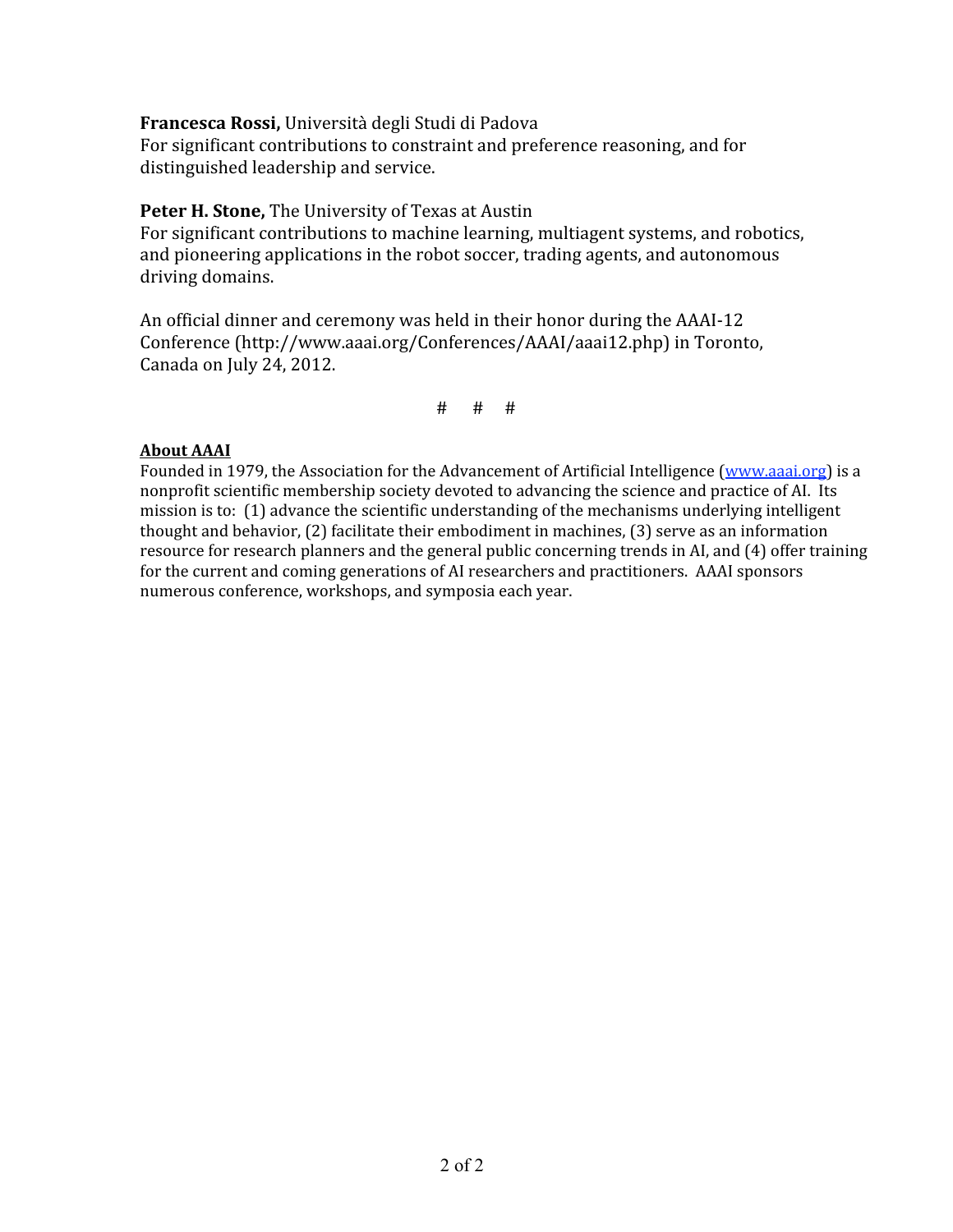**Francesca Rossi,** Università degli Studi di Padova
For significant contributions to constraint and preference reasoning, and for distinguished leadership and service.

**Peter H. Stone,** The University of Texas at Austin
For significant contributions to machine learning, multiagent systems, and robotics, and pioneering applications in the robot soccer, trading agents, and autonomous driving domains.

An official dinner and ceremony was held in their honor during the AAAI-12 Conference (http://www.aaai.org/Conferences/AAAI/aaai12.php) in Toronto, Canada on July 24, 2012.

\# # #

**<u>About AAAI</u>**
Founded in 1979, the Association for the Advancement of Artificial Intelligence ([www.aaai.org](http://www.aaai.org)) is a nonprofit scientific membership society devoted to advancing the science and practice of AI. Its mission is to: (1) advance the scientific understanding of the mechanisms underlying intelligent thought and behavior, (2) facilitate their embodiment in machines, (3) serve as an information resource for research planners and the general public concerning trends in AI, and (4) offer training for the current and coming generations of AI researchers and practitioners. AAAI sponsors numerous conference, workshops, and symposia each year.